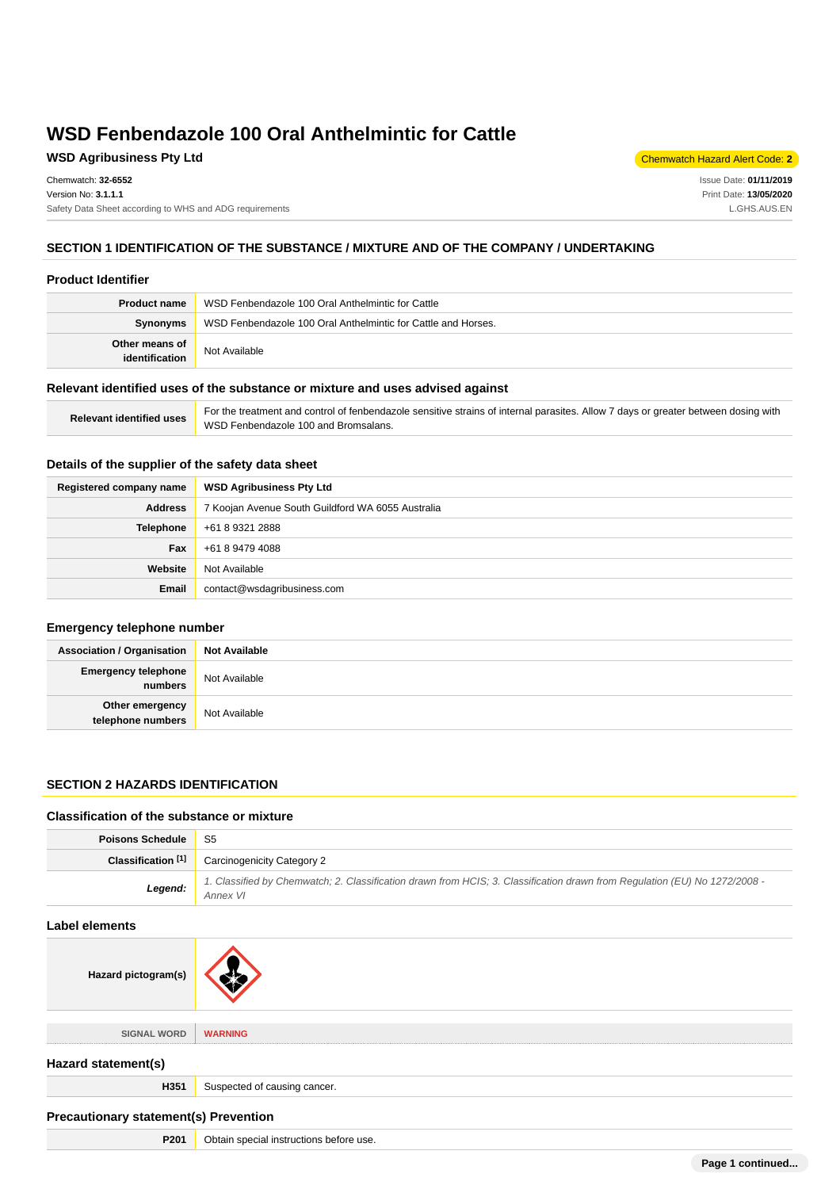# WSD Fenbendazole 100 Oral Anthelmintic for Cattle

**WSD Agribusiness Pty Ltd**

Chemwatch Hazard Alert Code: **2**

Chemwatch: **32-6552**
Version No: **3.1.1.1**
Safety Data Sheet according to WHS and ADG requirements

Issue Date: **01/11/2019**
Print Date: **13/05/2020**
L.GHS.AUS.EN

## SECTION 1 IDENTIFICATION OF THE SUBSTANCE / MIXTURE AND OF THE COMPANY / UNDERTAKING

### Product Identifier

| | |
|---|---|
| **Product name** | WSD Fenbendazole 100 Oral Anthelmintic for Cattle |
| **Synonyms** | WSD Fenbendazole 100 Oral Anthelmintic for Cattle and Horses. |
| **Other means of identification** | Not Available |

### Relevant identified uses of the substance or mixture and uses advised against

| | |
|---|---|
| **Relevant identified uses** | For the treatment and control of fenbendazole sensitive strains of internal parasites. Allow 7 days or greater between dosing with WSD Fenbendazole 100 and Bromsalans. |

### Details of the supplier of the safety data sheet

| | |
|---|---|
| **Registered company name** | **WSD Agribusiness Pty Ltd** |
| **Address** | 7 Koojan Avenue South Guildford WA 6055 Australia |
| **Telephone** | +61 8 9321 2888 |
| **Fax** | +61 8 9479 4088 |
| **Website** | Not Available |
| **Email** | contact@wsdagribusiness.com |

### Emergency telephone number

| | |
|---|---|
| **Association / Organisation** | **Not Available** |
| **Emergency telephone numbers** | Not Available |
| **Other emergency telephone numbers** | Not Available |

## SECTION 2 HAZARDS IDENTIFICATION

### Classification of the substance or mixture

| | |
|---|---|
| **Poisons Schedule** | S5 |
| **Classification [1]** | Carcinogenicity Category 2 |
| ***Legend:*** | *1. Classified by Chemwatch; 2. Classification drawn from HCIS; 3. Classification drawn from Regulation (EU) No 1272/2008 - Annex VI* |

### Label elements

| | |
|---|---|
| **Hazard pictogram(s)** | |
| SIGNAL WORD | **WARNING** |

### Hazard statement(s)

| | |
|---|---|
| **H351** | Suspected of causing cancer. |

### Precautionary statement(s) Prevention

| | |
|---|---|
| **P201** | Obtain special instructions before use. |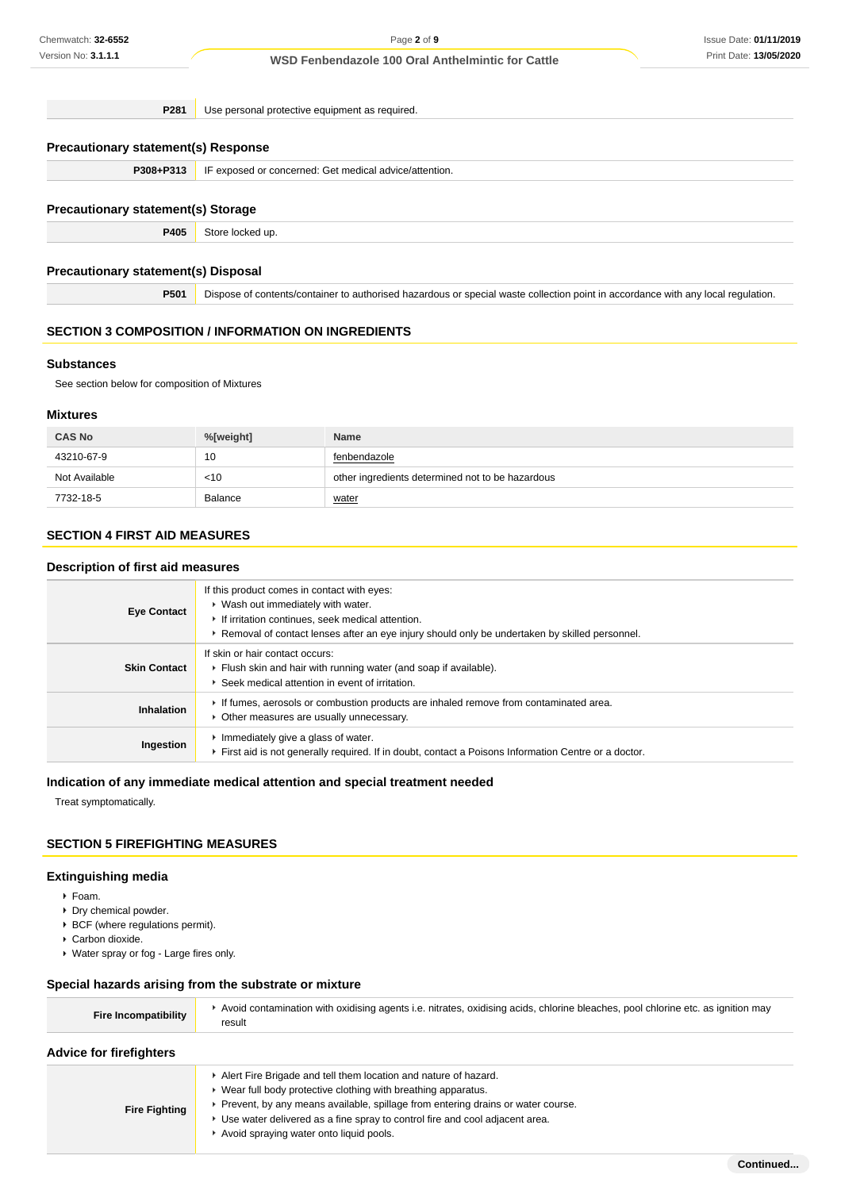| | |
|---|---|
| **P281** | Use personal protective equipment as required. |

### Precautionary statement(s) Response

| | |
|---|---|
| **P308+P313** | IF exposed or concerned: Get medical advice/attention. |

### Precautionary statement(s) Storage

| | |
|---|---|
| **P405** | Store locked up. |

### Precautionary statement(s) Disposal

| | |
|---|---|
| **P501** | Dispose of contents/container to authorised hazardous or special waste collection point in accordance with any local regulation. |

## SECTION 3 COMPOSITION / INFORMATION ON INGREDIENTS

### Substances

See section below for composition of Mixtures

### Mixtures

| CAS No | %[weight] | Name |
|---|---|---|
| 43210-67-9 | 10 | fenbendazole |
| Not Available | <10 | other ingredients determined not to be hazardous |
| 7732-18-5 | Balance | water |

## SECTION 4 FIRST AID MEASURES

### Description of first aid measures

| | |
|---|---|
| **Eye Contact** | If this product comes in contact with eyes:<br>▸ Wash out immediately with water.<br>▸ If irritation continues, seek medical attention.<br>▸ Removal of contact lenses after an eye injury should only be undertaken by skilled personnel. |
| **Skin Contact** | If skin or hair contact occurs:<br>▸ Flush skin and hair with running water (and soap if available).<br>▸ Seek medical attention in event of irritation. |
| **Inhalation** | ▸ If fumes, aerosols or combustion products are inhaled remove from contaminated area.<br>▸ Other measures are usually unnecessary. |
| **Ingestion** | ▸ Immediately give a glass of water.<br>▸ First aid is not generally required. If in doubt, contact a Poisons Information Centre or a doctor. |

### Indication of any immediate medical attention and special treatment needed

Treat symptomatically.

## SECTION 5 FIREFIGHTING MEASURES

### Extinguishing media

- Foam.
- Dry chemical powder.
- BCF (where regulations permit).
- Carbon dioxide.
- Water spray or fog - Large fires only.

### Special hazards arising from the substrate or mixture

| | |
|---|---|
| **Fire Incompatibility** | ▸ Avoid contamination with oxidising agents i.e. nitrates, oxidising acids, chlorine bleaches, pool chlorine etc. as ignition may result |

### Advice for firefighters

| | |
|---|---|
| **Fire Fighting** | ▸ Alert Fire Brigade and tell them location and nature of hazard.<br>▸ Wear full body protective clothing with breathing apparatus.<br>▸ Prevent, by any means available, spillage from entering drains or water course.<br>▸ Use water delivered as a fine spray to control fire and cool adjacent area.<br>▸ Avoid spraying water onto liquid pools. |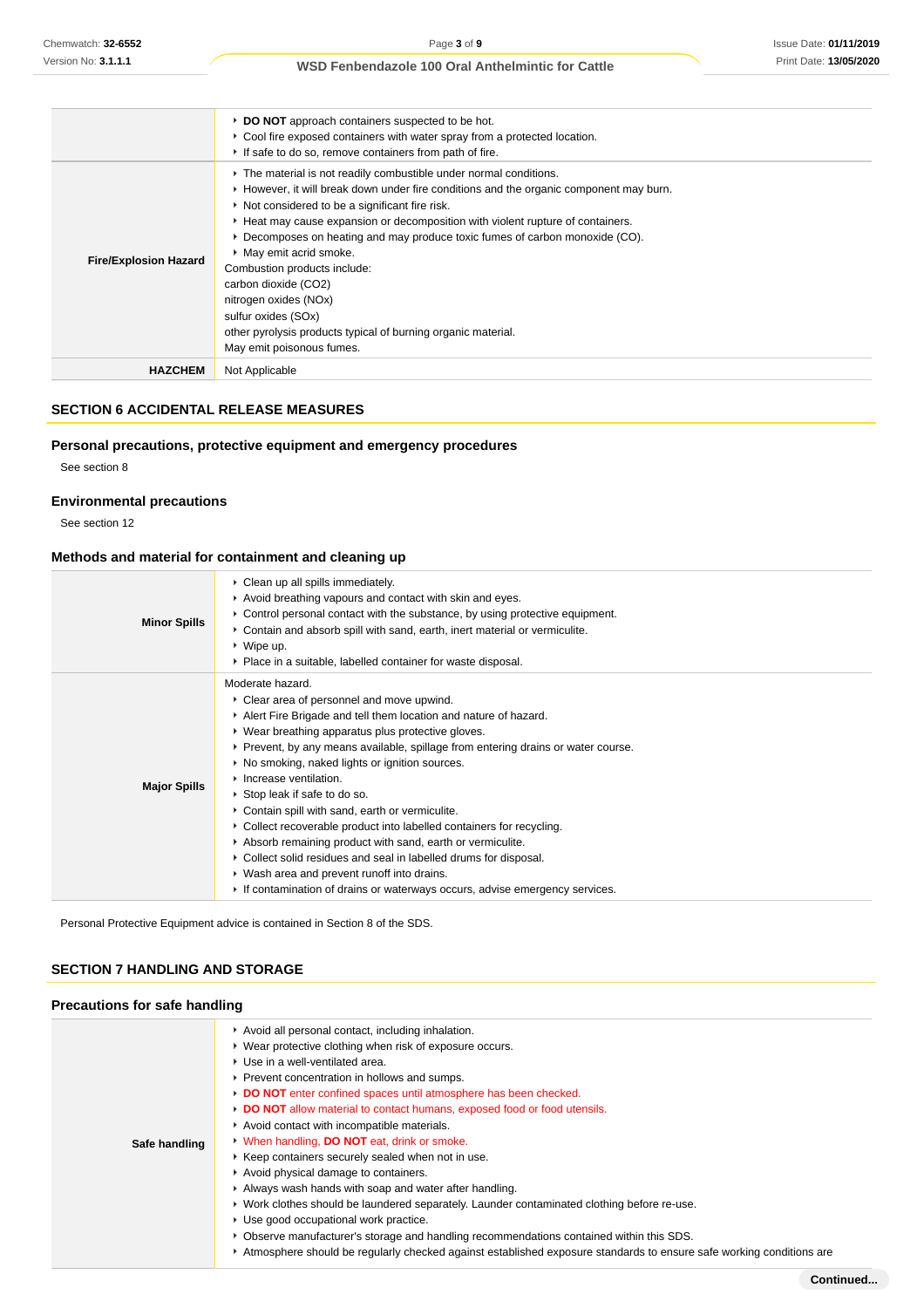| | |
|---|---|
| | ‣ **DO NOT** approach containers suspected to be hot.<br>‣ Cool fire exposed containers with water spray from a protected location.<br>‣ If safe to do so, remove containers from path of fire. |
| **Fire/Explosion Hazard** | ‣ The material is not readily combustible under normal conditions.<br>‣ However, it will break down under fire conditions and the organic component may burn.<br>‣ Not considered to be a significant fire risk.<br>‣ Heat may cause expansion or decomposition with violent rupture of containers.<br>‣ Decomposes on heating and may produce toxic fumes of carbon monoxide (CO).<br>‣ May emit acrid smoke.<br>Combustion products include:<br>carbon dioxide ($CO_2$)<br>nitrogen oxides ($NO_x$)<br>sulfur oxides ($SO_x$)<br>other pyrolysis products typical of burning organic material.<br>May emit poisonous fumes. |
| **HAZCHEM** | Not Applicable |

## SECTION 6 ACCIDENTAL RELEASE MEASURES

### Personal precautions, protective equipment and emergency procedures

See section 8

### Environmental precautions

See section 12

### Methods and material for containment and cleaning up

| | |
|---|---|
| **Minor Spills** | ‣ Clean up all spills immediately.<br>‣ Avoid breathing vapours and contact with skin and eyes.<br>‣ Control personal contact with the substance, by using protective equipment.<br>‣ Contain and absorb spill with sand, earth, inert material or vermiculite.<br>‣ Wipe up.<br>‣ Place in a suitable, labelled container for waste disposal. |
| **Major Spills** | Moderate hazard.<br>‣ Clear area of personnel and move upwind.<br>‣ Alert Fire Brigade and tell them location and nature of hazard.<br>‣ Wear breathing apparatus plus protective gloves.<br>‣ Prevent, by any means available, spillage from entering drains or water course.<br>‣ No smoking, naked lights or ignition sources.<br>‣ Increase ventilation.<br>‣ Stop leak if safe to do so.<br>‣ Contain spill with sand, earth or vermiculite.<br>‣ Collect recoverable product into labelled containers for recycling.<br>‣ Absorb remaining product with sand, earth or vermiculite.<br>‣ Collect solid residues and seal in labelled drums for disposal.<br>‣ Wash area and prevent runoff into drains.<br>‣ If contamination of drains or waterways occurs, advise emergency services. |

Personal Protective Equipment advice is contained in Section 8 of the SDS.

## SECTION 7 HANDLING AND STORAGE

### Precautions for safe handling

| | |
|---|---|
| **Safe handling** | ‣ Avoid all personal contact, including inhalation.<br>‣ Wear protective clothing when risk of exposure occurs.<br>‣ Use in a well-ventilated area.<br>‣ Prevent concentration in hollows and sumps.<br>‣ **DO NOT** enter confined spaces until atmosphere has been checked.<br>‣ **DO NOT** allow material to contact humans, exposed food or food utensils.<br>‣ Avoid contact with incompatible materials.<br>‣ When handling, **DO NOT** eat, drink or smoke.<br>‣ Keep containers securely sealed when not in use.<br>‣ Avoid physical damage to containers.<br>‣ Always wash hands with soap and water after handling.<br>‣ Work clothes should be laundered separately. Launder contaminated clothing before re-use.<br>‣ Use good occupational work practice.<br>‣ Observe manufacturer's storage and handling recommendations contained within this SDS.<br>‣ Atmosphere should be regularly checked against established exposure standards to ensure safe working conditions are |

Continued...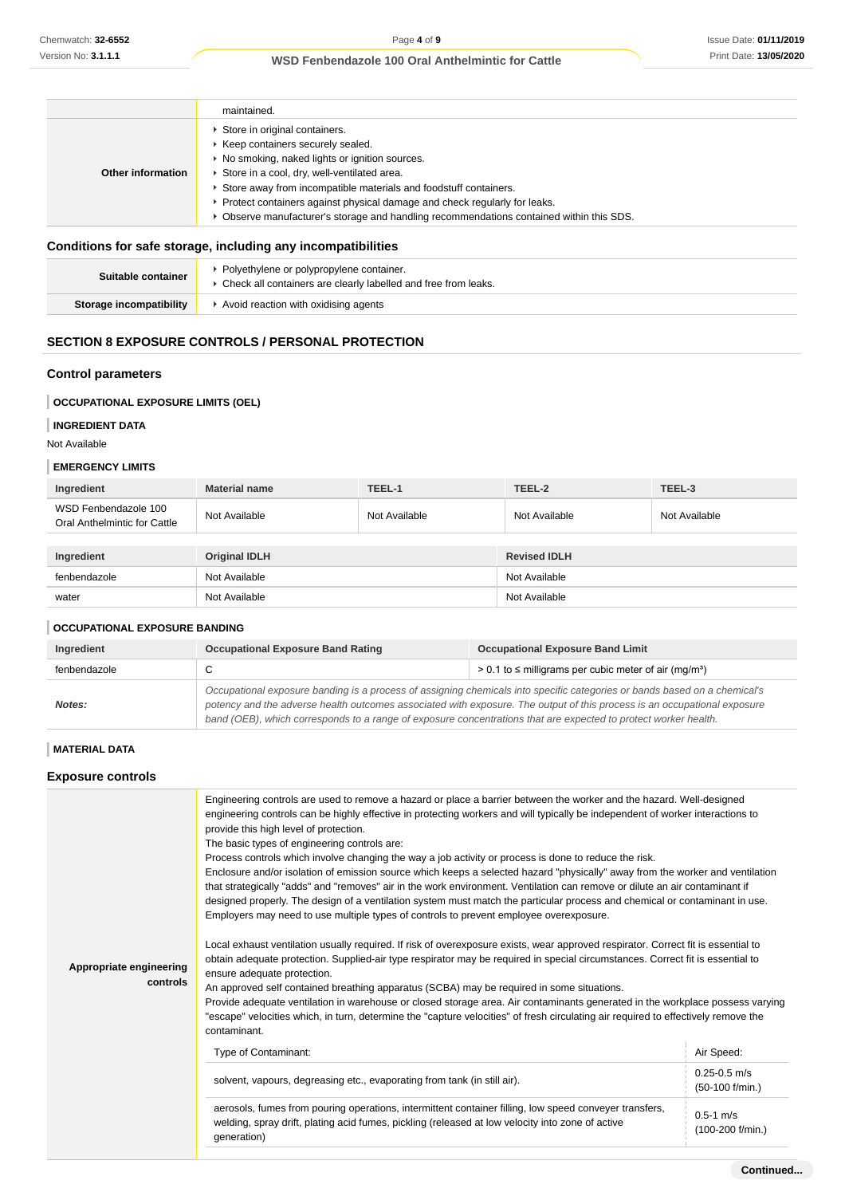| | |
|---|---|
| | maintained. |
| **Other information** | ▸ Store in original containers.<br>▸ Keep containers securely sealed.<br>▸ No smoking, naked lights or ignition sources.<br>▸ Store in a cool, dry, well-ventilated area.<br>▸ Store away from incompatible materials and foodstuff containers.<br>▸ Protect containers against physical damage and check regularly for leaks.<br>▸ Observe manufacturer's storage and handling recommendations contained within this SDS. |

## Conditions for safe storage, including any incompatibilities

| | |
|---|---|
| **Suitable container** | ▸ Polyethylene or polypropylene container.<br>▸ Check all containers are clearly labelled and free from leaks. |
| **Storage incompatibility** | ▸ Avoid reaction with oxidising agents |

## SECTION 8 EXPOSURE CONTROLS / PERSONAL PROTECTION

### Control parameters

#### OCCUPATIONAL EXPOSURE LIMITS (OEL)

#### INGREDIENT DATA

Not Available

#### EMERGENCY LIMITS

| Ingredient | Material name | TEEL-1 | TEEL-2 | TEEL-3 |
|---|---|---|---|---|
| WSD Fenbendazole 100 Oral Anthelmintic for Cattle | Not Available | Not Available | Not Available | Not Available |

| Ingredient | Original IDLH | Revised IDLH |
|---|---|---|
| fenbendazole | Not Available | Not Available |
| water | Not Available | Not Available |

#### OCCUPATIONAL EXPOSURE BANDING

| Ingredient | Occupational Exposure Band Rating | Occupational Exposure Band Limit |
|---|---|---|
| fenbendazole | C | > 0.1 to ≤ milligrams per cubic meter of air ($mg/m^3$) |
| ***Notes:*** | *Occupational exposure banding is a process of assigning chemicals into specific categories or bands based on a chemical's potency and the adverse health outcomes associated with exposure. The output of this process is an occupational exposure band (OEB), which corresponds to a range of exposure concentrations that are expected to protect worker health.* | |

#### MATERIAL DATA

### Exposure controls

**Appropriate engineering controls**

Engineering controls are used to remove a hazard or place a barrier between the worker and the hazard. Well-designed engineering controls can be highly effective in protecting workers and will typically be independent of worker interactions to provide this high level of protection.
The basic types of engineering controls are:
Process controls which involve changing the way a job activity or process is done to reduce the risk.
Enclosure and/or isolation of emission source which keeps a selected hazard "physically" away from the worker and ventilation that strategically "adds" and "removes" air in the work environment. Ventilation can remove or dilute an air contaminant if designed properly. The design of a ventilation system must match the particular process and chemical or contaminant in use.
Employers may need to use multiple types of controls to prevent employee overexposure.

Local exhaust ventilation usually required. If risk of overexposure exists, wear approved respirator. Correct fit is essential to obtain adequate protection. Supplied-air type respirator may be required in special circumstances. Correct fit is essential to ensure adequate protection.
An approved self contained breathing apparatus (SCBA) may be required in some situations.
Provide adequate ventilation in warehouse or closed storage area. Air contaminants generated in the workplace possess varying "escape" velocities which, in turn, determine the "capture velocities" of fresh circulating air required to effectively remove the contaminant.

| Type of Contaminant: | Air Speed: |
|---|---|
| solvent, vapours, degreasing etc., evaporating from tank (in still air). | 0.25-0.5 m/s (50-100 f/min.) |
| aerosols, fumes from pouring operations, intermittent container filling, low speed conveyer transfers, welding, spray drift, plating acid fumes, pickling (released at low velocity into zone of active generation) | 0.5-1 m/s (100-200 f/min.) |

**Continued...**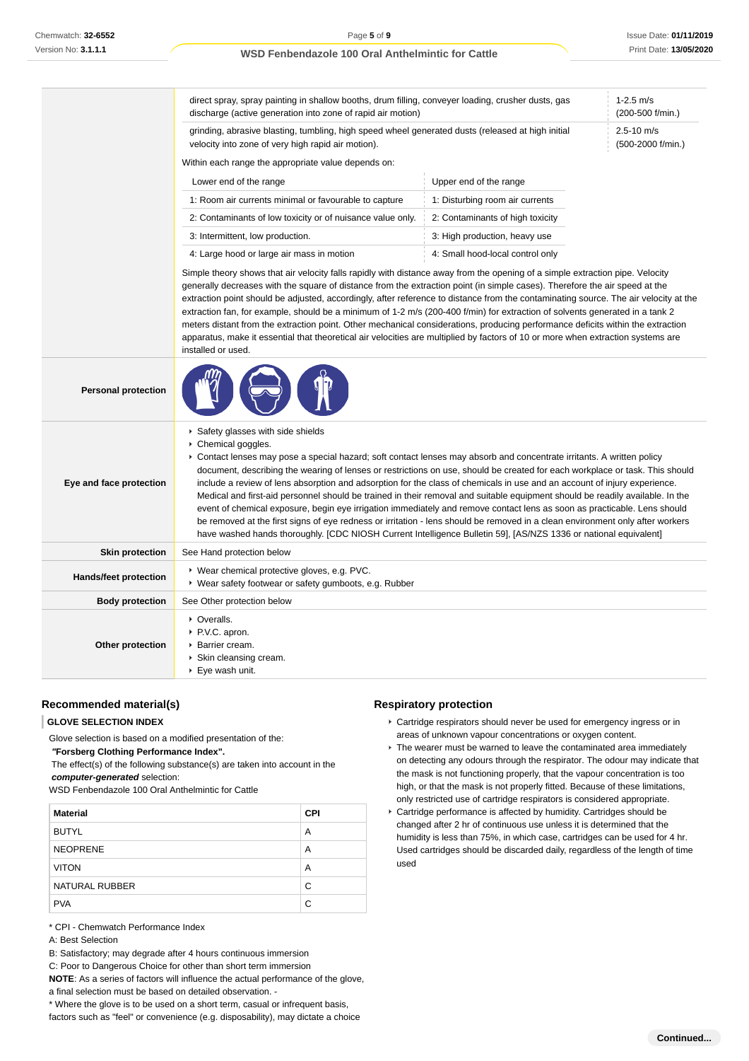| | | |
|---|---|---|
| | direct spray, spray painting in shallow booths, drum filling, conveyer loading, crusher dusts, gas discharge (active generation into zone of rapid air motion) | 1-2.5 m/s (200-500 f/min.) |
| | grinding, abrasive blasting, tumbling, high speed wheel generated dusts (released at high initial velocity into zone of very high rapid air motion). | 2.5-10 m/s (500-2000 f/min.) |

Within each range the appropriate value depends on:

| Lower end of the range | Upper end of the range |
|---|---|
| 1: Room air currents minimal or favourable to capture | 1: Disturbing room air currents |
| 2: Contaminants of low toxicity or of nuisance value only. | 2: Contaminants of high toxicity |
| 3: Intermittent, low production. | 3: High production, heavy use |
| 4: Large hood or large air mass in motion | 4: Small hood-local control only |

Simple theory shows that air velocity falls rapidly with distance away from the opening of a simple extraction pipe. Velocity generally decreases with the square of distance from the extraction point (in simple cases). Therefore the air speed at the extraction point should be adjusted, accordingly, after reference to distance from the contaminating source. The air velocity at the extraction fan, for example, should be a minimum of 1-2 m/s (200-400 f/min) for extraction of solvents generated in a tank 2 meters distant from the extraction point. Other mechanical considerations, producing performance deficits within the extraction apparatus, make it essential that theoretical air velocities are multiplied by factors of 10 or more when extraction systems are installed or used.

| | |
|---|---|
| **Personal protection** | |
| **Eye and face protection** | ▸ Safety glasses with side shields<br>▸ Chemical goggles.<br>▸ Contact lenses may pose a special hazard; soft contact lenses may absorb and concentrate irritants. A written policy document, describing the wearing of lenses or restrictions on use, should be created for each workplace or task. This should include a review of lens absorption and adsorption for the class of chemicals in use and an account of injury experience. Medical and first-aid personnel should be trained in their removal and suitable equipment should be readily available. In the event of chemical exposure, begin eye irrigation immediately and remove contact lens as soon as practicable. Lens should be removed at the first signs of eye redness or irritation - lens should be removed in a clean environment only after workers have washed hands thoroughly. [CDC NIOSH Current Intelligence Bulletin 59], [AS/NZS 1336 or national equivalent] |
| **Skin protection** | See Hand protection below |
| **Hands/feet protection** | ▸ Wear chemical protective gloves, e.g. PVC.<br>▸ Wear safety footwear or safety gumboots, e.g. Rubber |
| **Body protection** | See Other protection below |
| **Other protection** | ▸ Overalls.<br>▸ P.V.C. apron.<br>▸ Barrier cream.<br>▸ Skin cleansing cream.<br>▸ Eye wash unit. |

### Recommended material(s)

**GLOVE SELECTION INDEX**

Glove selection is based on a modified presentation of the:
***"Forsberg Clothing Performance Index".***
The effect(s) of the following substance(s) are taken into account in the ***computer-generated*** selection:
WSD Fenbendazole 100 Oral Anthelmintic for Cattle

| Material | CPI |
|---|---|
| BUTYL | A |
| NEOPRENE | A |
| VITON | A |
| NATURAL RUBBER | C |
| PVA | C |

* CPI - Chemwatch Performance Index
A: Best Selection
B: Satisfactory; may degrade after 4 hours continuous immersion
C: Poor to Dangerous Choice for other than short term immersion
**NOTE**: As a series of factors will influence the actual performance of the glove, a final selection must be based on detailed observation. -
* Where the glove is to be used on a short term, casual or infrequent basis, factors such as "feel" or convenience (e.g. disposability), may dictate a choice

### Respiratory protection

- Cartridge respirators should never be used for emergency ingress or in areas of unknown vapour concentrations or oxygen content.
- The wearer must be warned to leave the contaminated area immediately on detecting any odours through the respirator. The odour may indicate that the mask is not functioning properly, that the vapour concentration is too high, or that the mask is not properly fitted. Because of these limitations, only restricted use of cartridge respirators is considered appropriate.
- Cartridge performance is affected by humidity. Cartridges should be changed after 2 hr of continuous use unless it is determined that the humidity is less than 75%, in which case, cartridges can be used for 4 hr. Used cartridges should be discarded daily, regardless of the length of time used

**Continued...**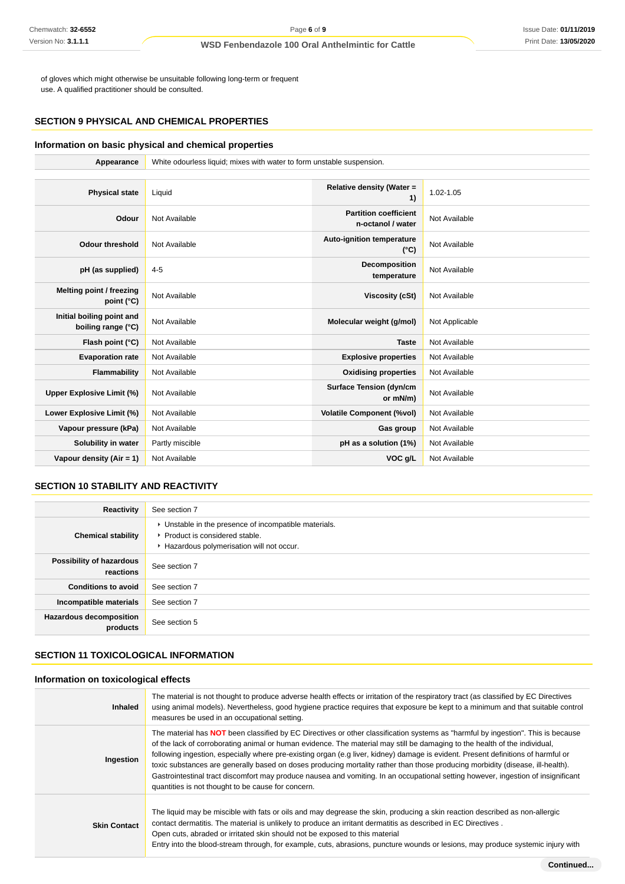of gloves which might otherwise be unsuitable following long-term or frequent use. A qualified practitioner should be consulted.

## SECTION 9 PHYSICAL AND CHEMICAL PROPERTIES

### Information on basic physical and chemical properties

| | |
|---|---|
| **Appearance** | White odourless liquid; mixes with water to form unstable suspension. |

| | | | |
|---|---|---|---|
| **Physical state** | Liquid | **Relative density (Water = 1)** | 1.02-1.05 |
| **Odour** | Not Available | **Partition coefficient n-octanol / water** | Not Available |
| **Odour threshold** | Not Available | **Auto-ignition temperature (°C)** | Not Available |
| **pH (as supplied)** | 4-5 | **Decomposition temperature** | Not Available |
| **Melting point / freezing point (°C)** | Not Available | **Viscosity (cSt)** | Not Available |
| **Initial boiling point and boiling range (°C)** | Not Available | **Molecular weight (g/mol)** | Not Applicable |
| **Flash point (°C)** | Not Available | **Taste** | Not Available |
| **Evaporation rate** | Not Available | **Explosive properties** | Not Available |
| **Flammability** | Not Available | **Oxidising properties** | Not Available |
| **Upper Explosive Limit (%)** | Not Available | **Surface Tension (dyn/cm or mN/m)** | Not Available |
| **Lower Explosive Limit (%)** | Not Available | **Volatile Component (%vol)** | Not Available |
| **Vapour pressure (kPa)** | Not Available | **Gas group** | Not Available |
| **Solubility in water** | Partly miscible | **pH as a solution (1%)** | Not Available |
| **Vapour density (Air = 1)** | Not Available | **VOC g/L** | Not Available |

## SECTION 10 STABILITY AND REACTIVITY

| | |
|---|---|
| **Reactivity** | See section 7 |
| **Chemical stability** | Unstable in the presence of incompatible materials.<br>Product is considered stable.<br>Hazardous polymerisation will not occur. |
| **Possibility of hazardous reactions** | See section 7 |
| **Conditions to avoid** | See section 7 |
| **Incompatible materials** | See section 7 |
| **Hazardous decomposition products** | See section 5 |

## SECTION 11 TOXICOLOGICAL INFORMATION

### Information on toxicological effects

| | |
|---|---|
| **Inhaled** | The material is not thought to produce adverse health effects or irritation of the respiratory tract (as classified by EC Directives using animal models). Nevertheless, good hygiene practice requires that exposure be kept to a minimum and that suitable control measures be used in an occupational setting. |
| **Ingestion** | The material has **NOT** been classified by EC Directives or other classification systems as "harmful by ingestion". This is because of the lack of corroborating animal or human evidence. The material may still be damaging to the health of the individual, following ingestion, especially where pre-existing organ (e.g liver, kidney) damage is evident. Present definitions of harmful or toxic substances are generally based on doses producing mortality rather than those producing morbidity (disease, ill-health). Gastrointestinal tract discomfort may produce nausea and vomiting. In an occupational setting however, ingestion of insignificant quantities is not thought to be cause for concern. |
| **Skin Contact** | The liquid may be miscible with fats or oils and may degrease the skin, producing a skin reaction described as non-allergic contact dermatitis. The material is unlikely to produce an irritant dermatitis as described in EC Directives .<br>Open cuts, abraded or irritated skin should not be exposed to this material<br>Entry into the blood-stream through, for example, cuts, abrasions, puncture wounds or lesions, may produce systemic injury with |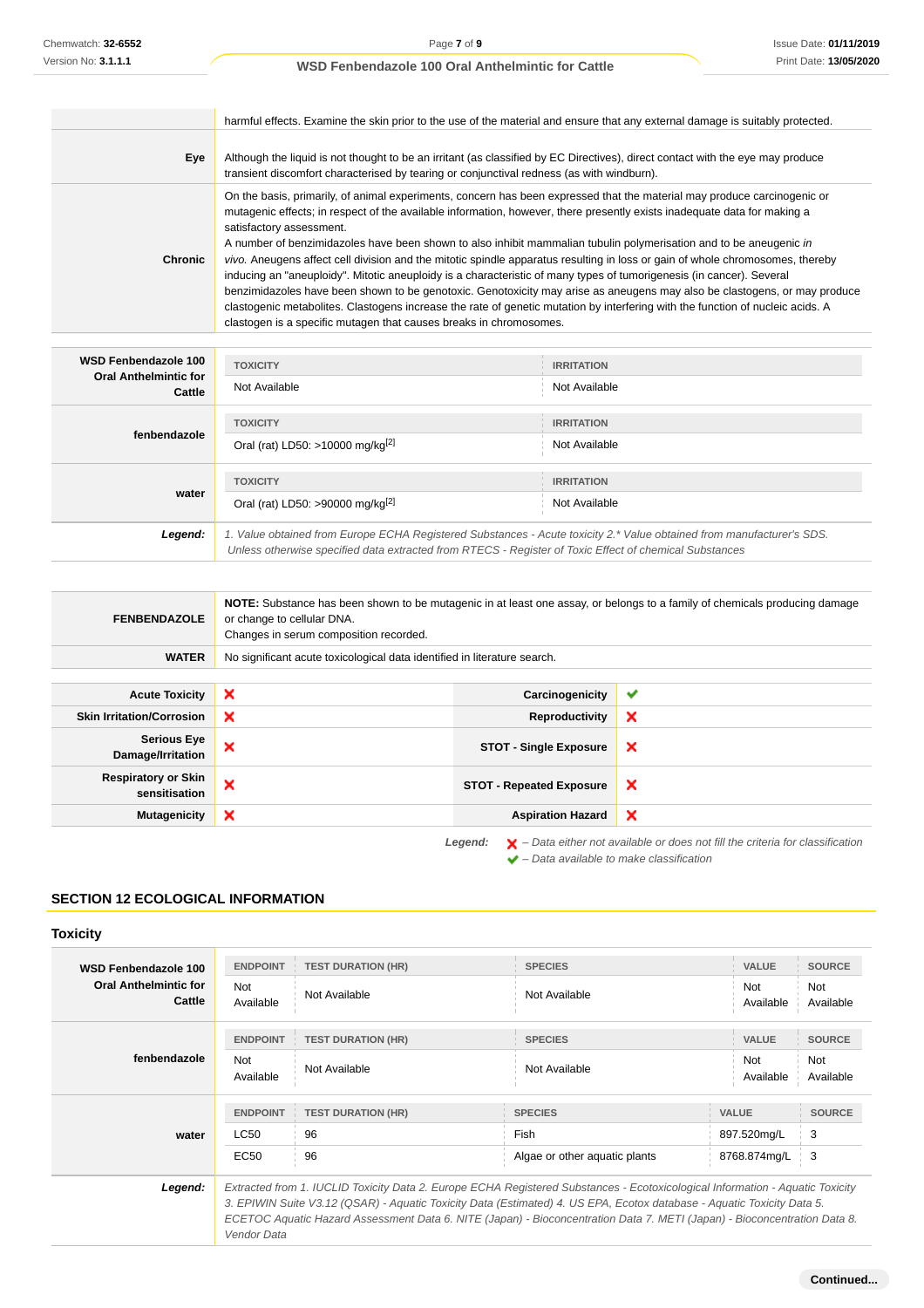| | |
|---|---|
| | harmful effects. Examine the skin prior to the use of the material and ensure that any external damage is suitably protected. |
| **Eye** | Although the liquid is not thought to be an irritant (as classified by EC Directives), direct contact with the eye may produce transient discomfort characterised by tearing or conjunctival redness (as with windburn). |
| **Chronic** | On the basis, primarily, of animal experiments, concern has been expressed that the material may produce carcinogenic or mutagenic effects; in respect of the available information, however, there presently exists inadequate data for making a satisfactory assessment.<br>A number of benzimidazoles have been shown to also inhibit mammalian tubulin polymerisation and to be aneugenic *in vivo.* Aneugens affect cell division and the mitotic spindle apparatus resulting in loss or gain of whole chromosomes, thereby inducing an "aneuploidy". Mitotic aneuploidy is a characteristic of many types of tumorigenesis (in cancer). Several benzimidazoles have been shown to be genotoxic. Genotoxicity may arise as aneugens may also be clastogens, or may produce clastogenic metabolites. Clastogens increase the rate of genetic mutation by interfering with the function of nucleic acids. A clastogen is a specific mutagen that causes breaks in chromosomes. |

| | TOXICITY | IRRITATION |
|---|---|---|
| **WSD Fenbendazole 100 Oral Anthelmintic for Cattle** | Not Available | Not Available |
| **fenbendazole** | Oral (rat) LD50: >10000 mg/kg[2] | Not Available |
| **water** | Oral (rat) LD50: >90000 mg/kg[2] | Not Available |
| ***Legend:*** | *1. Value obtained from Europe ECHA Registered Substances - Acute toxicity 2.\* Value obtained from manufacturer's SDS. Unless otherwise specified data extracted from RTECS - Register of Toxic Effect of chemical Substances* | |

| | |
|---|---|
| **FENBENDAZOLE** | **NOTE:** Substance has been shown to be mutagenic in at least one assay, or belongs to a family of chemicals producing damage or change to cellular DNA.<br>Changes in serum composition recorded. |
| **WATER** | No significant acute toxicological data identified in literature search. |

| | | | |
|---|---|---|---|
| **Acute Toxicity** | ✘ | **Carcinogenicity** | ✔ |
| **Skin Irritation/Corrosion** | ✘ | **Reproductivity** | ✘ |
| **Serious Eye Damage/Irritation** | ✘ | **STOT - Single Exposure** | ✘ |
| **Respiratory or Skin sensitisation** | ✘ | **STOT - Repeated Exposure** | ✘ |
| **Mutagenicity** | ✘ | **Aspiration Hazard** | ✘ |

***Legend:*** ✘ *– Data either not available or does not fill the criteria for classification*
✔ *– Data available to make classification*

## SECTION 12 ECOLOGICAL INFORMATION

### Toxicity

| | ENDPOINT | TEST DURATION (HR) | SPECIES | VALUE | SOURCE |
|---|---|---|---|---|---|
| **WSD Fenbendazole 100 Oral Anthelmintic for Cattle** | Not Available | Not Available | Not Available | Not Available | Not Available |
| **fenbendazole** | Not Available | Not Available | Not Available | Not Available | Not Available |
| **water** | LC50 | 96 | Fish | 897.520mg/L | 3 |
| | EC50 | 96 | Algae or other aquatic plants | 8768.874mg/L | 3 |
| ***Legend:*** | *Extracted from 1. IUCLID Toxicity Data 2. Europe ECHA Registered Substances - Ecotoxicological Information - Aquatic Toxicity 3. EPIWIN Suite V3.12 (QSAR) - Aquatic Toxicity Data (Estimated) 4. US EPA, Ecotox database - Aquatic Toxicity Data 5. ECETOC Aquatic Hazard Assessment Data 6. NITE (Japan) - Bioconcentration Data 7. METI (Japan) - Bioconcentration Data 8. Vendor Data* | | | | |

Continued...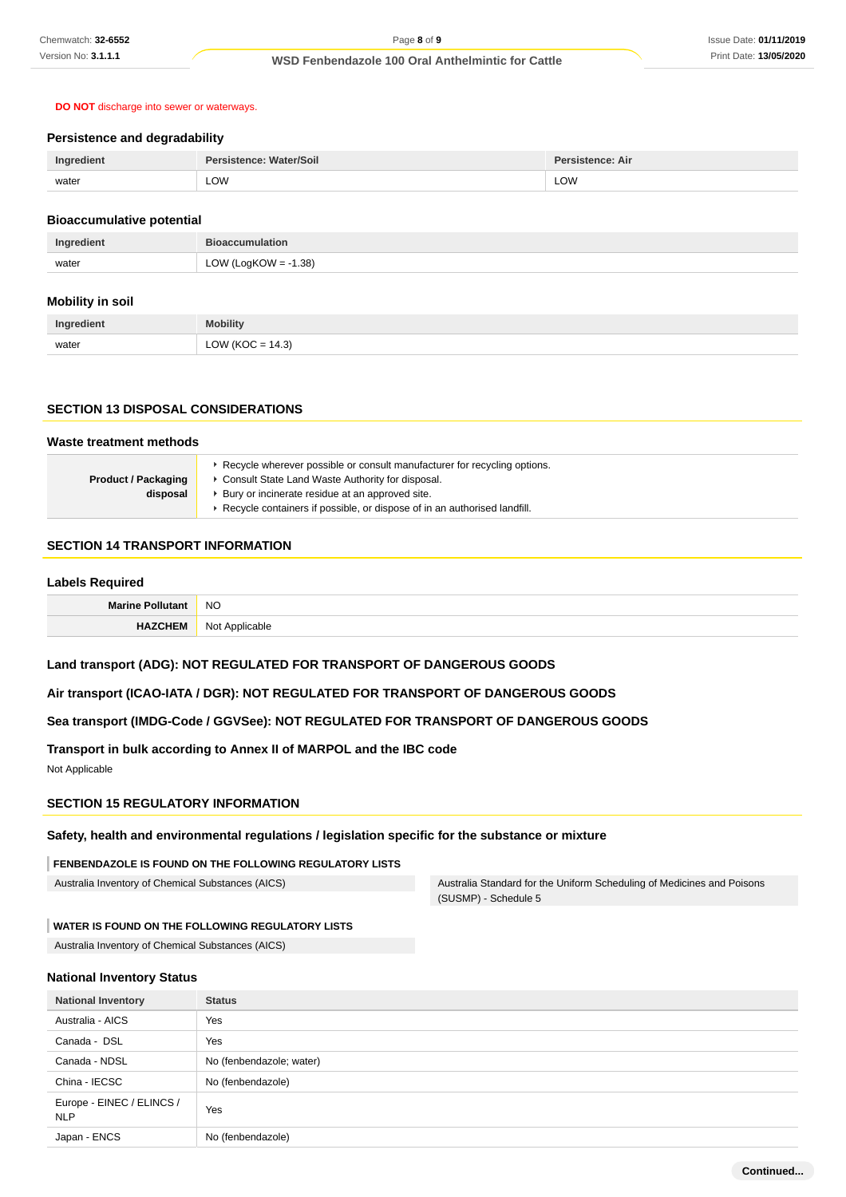**DO NOT** discharge into sewer or waterways.

### Persistence and degradability

| Ingredient | Persistence: Water/Soil | Persistence: Air |
| --- | --- | --- |
| water | LOW | LOW |

### Bioaccumulative potential

| Ingredient | Bioaccumulation |
| --- | --- |
| water | LOW (LogKOW = -1.38) |

### Mobility in soil

| Ingredient | Mobility |
| --- | --- |
| water | LOW (KOC = 14.3) |

## SECTION 13 DISPOSAL CONSIDERATIONS

### Waste treatment methods

| | |
| --- | --- |
| **Product / Packaging disposal** | ▸ Recycle wherever possible or consult manufacturer for recycling options.<br>▸ Consult State Land Waste Authority for disposal.<br>▸ Bury or incinerate residue at an approved site.<br>▸ Recycle containers if possible, or dispose of in an authorised landfill. |

## SECTION 14 TRANSPORT INFORMATION

### Labels Required

| | |
| --- | --- |
| **Marine Pollutant** | NO |
| **HAZCHEM** | Not Applicable |

### Land transport (ADG): NOT REGULATED FOR TRANSPORT OF DANGEROUS GOODS

### Air transport (ICAO-IATA / DGR): NOT REGULATED FOR TRANSPORT OF DANGEROUS GOODS

### Sea transport (IMDG-Code / GGVSee): NOT REGULATED FOR TRANSPORT OF DANGEROUS GOODS

### Transport in bulk according to Annex II of MARPOL and the IBC code

Not Applicable

## SECTION 15 REGULATORY INFORMATION

### Safety, health and environmental regulations / legislation specific for the substance or mixture

**FENBENDAZOLE IS FOUND ON THE FOLLOWING REGULATORY LISTS**

- Australia Inventory of Chemical Substances (AICS)
- Australia Standard for the Uniform Scheduling of Medicines and Poisons (SUSMP) - Schedule 5

**WATER IS FOUND ON THE FOLLOWING REGULATORY LISTS**

- Australia Inventory of Chemical Substances (AICS)

### National Inventory Status

| National Inventory | Status |
| --- | --- |
| Australia - AICS | Yes |
| Canada - DSL | Yes |
| Canada - NDSL | No (fenbendazole; water) |
| China - IECSC | No (fenbendazole) |
| Europe - EINEC / ELINCS / NLP | Yes |
| Japan - ENCS | No (fenbendazole) |

Continued...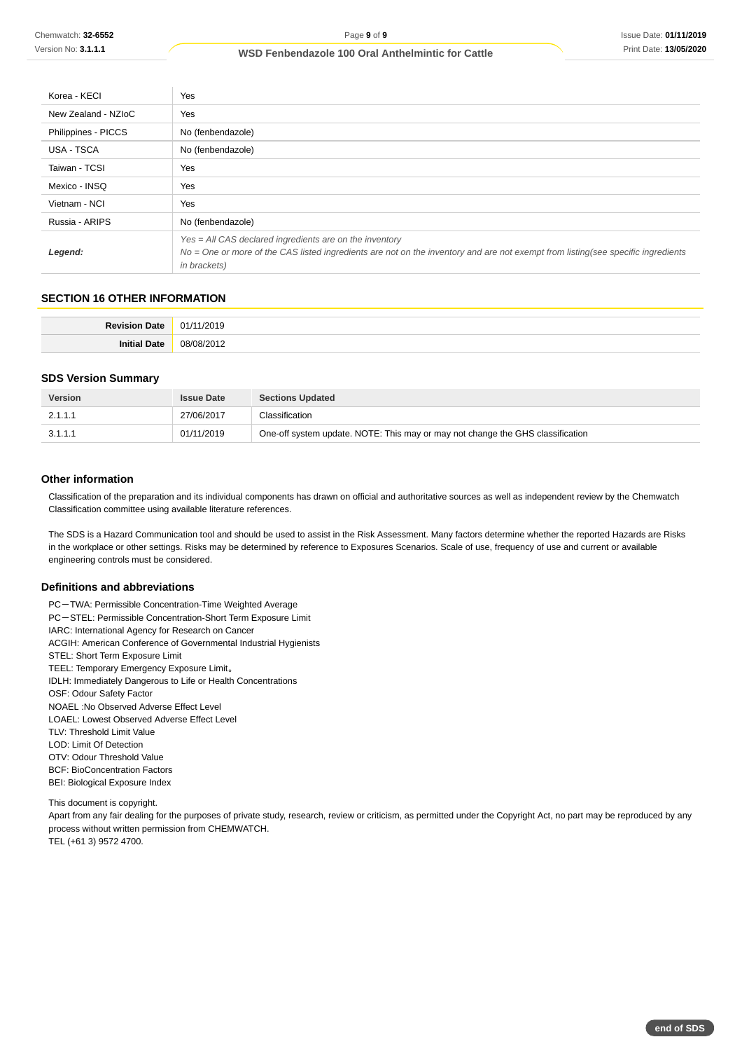| | |
|---|---|
| Korea - KECI | Yes |
| New Zealand - NZIoC | Yes |
| Philippines - PICCS | No (fenbendazole) |
| USA - TSCA | No (fenbendazole) |
| Taiwan - TCSI | Yes |
| Mexico - INSQ | Yes |
| Vietnam - NCI | Yes |
| Russia - ARIPS | No (fenbendazole) |
| ***Legend:*** | *Yes = All CAS declared ingredients are on the inventory*<br>*No = One or more of the CAS listed ingredients are not on the inventory and are not exempt from listing(see specific ingredients in brackets)* |

## SECTION 16 OTHER INFORMATION

| | |
|---|---|
| **Revision Date** | 01/11/2019 |
| **Initial Date** | 08/08/2012 |

### SDS Version Summary

| Version | Issue Date | Sections Updated |
|---|---|---|
| 2.1.1.1 | 27/06/2017 | Classification |
| 3.1.1.1 | 01/11/2019 | One-off system update. NOTE: This may or may not change the GHS classification |

### Other information

Classification of the preparation and its individual components has drawn on official and authoritative sources as well as independent review by the Chemwatch Classification committee using available literature references.

The SDS is a Hazard Communication tool and should be used to assist in the Risk Assessment. Many factors determine whether the reported Hazards are Risks in the workplace or other settings. Risks may be determined by reference to Exposures Scenarios. Scale of use, frequency of use and current or available engineering controls must be considered.

### Definitions and abbreviations

PC－TWA: Permissible Concentration-Time Weighted Average
PC－STEL: Permissible Concentration-Short Term Exposure Limit
IARC: International Agency for Research on Cancer
ACGIH: American Conference of Governmental Industrial Hygienists
STEL: Short Term Exposure Limit
TEEL: Temporary Emergency Exposure Limit。
IDLH: Immediately Dangerous to Life or Health Concentrations
OSF: Odour Safety Factor
NOAEL :No Observed Adverse Effect Level
LOAEL: Lowest Observed Adverse Effect Level
TLV: Threshold Limit Value
LOD: Limit Of Detection
OTV: Odour Threshold Value
BCF: BioConcentration Factors
BEI: Biological Exposure Index

This document is copyright.
Apart from any fair dealing for the purposes of private study, research, review or criticism, as permitted under the Copyright Act, no part may be reproduced by any process without written permission from CHEMWATCH.
TEL (+61 3) 9572 4700.

**end of SDS**